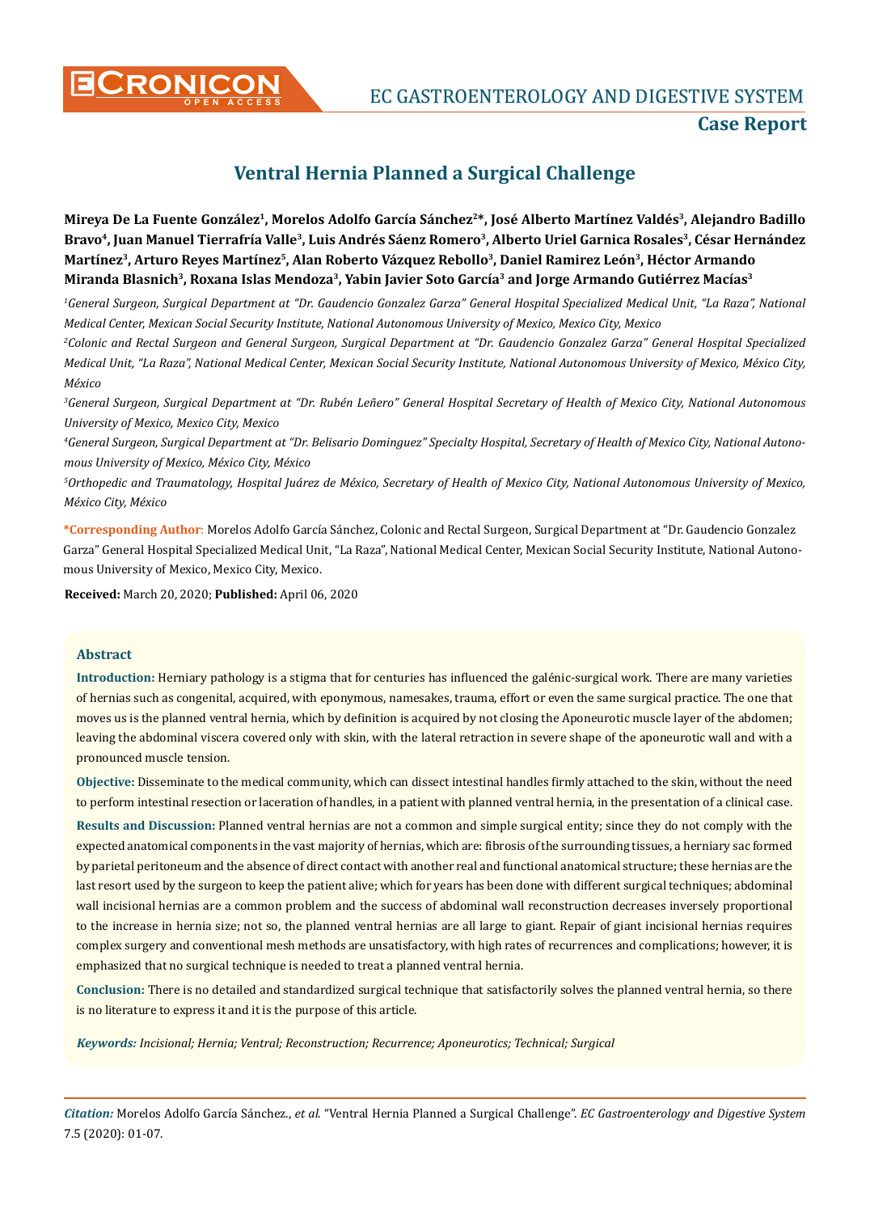# Ventral Hernia Planned a Surgical Challenge

**Mireya De La Fuente González[1], Morelos Adolfo García Sánchez[2]*, José Alberto Martínez Valdés[3], Alejandro Badillo Bravo[4], Juan Manuel Tierrafría Valle[3], Luis Andrés Sáenz Romero[3], Alberto Uriel Garnica Rosales[3], César Hernández Martínez[3], Arturo Reyes Martínez[5], Alan Roberto Vázquez Rebollo[3], Daniel Ramirez León[3], Héctor Armando Miranda Blasnich[3], Roxana Islas Mendoza[3], Yabin Javier Soto García[3] and Jorge Armando Gutiérrez Macías[3]**

*[1]General Surgeon, Surgical Department at "Dr. Gaudencio Gonzalez Garza" General Hospital Specialized Medical Unit, "La Raza", National Medical Center, Mexican Social Security Institute, National Autonomous University of Mexico, Mexico City, Mexico*

*[2]Colonic and Rectal Surgeon and General Surgeon, Surgical Department at "Dr. Gaudencio Gonzalez Garza" General Hospital Specialized Medical Unit, "La Raza", National Medical Center, Mexican Social Security Institute, National Autonomous University of Mexico, México City, México*

*[3]General Surgeon, Surgical Department at "Dr. Rubén Leñero" General Hospital Secretary of Health of Mexico City, National Autonomous University of Mexico, Mexico City, Mexico*

*[4]General Surgeon, Surgical Department at "Dr. Belisario Dominguez" Specialty Hospital, Secretary of Health of Mexico City, National Autonomous University of Mexico, México City, México*

*[5]Orthopedic and Traumatology, Hospital Juárez de México, Secretary of Health of Mexico City, National Autonomous University of Mexico, México City, México*

**\*Corresponding Author**: Morelos Adolfo García Sánchez, Colonic and Rectal Surgeon, Surgical Department at "Dr. Gaudencio Gonzalez Garza" General Hospital Specialized Medical Unit, "La Raza", National Medical Center, Mexican Social Security Institute, National Autonomous University of Mexico, Mexico City, Mexico.

**Received:** March 20, 2020; **Published:** April 06, 2020

## Abstract

**Introduction:** Herniary pathology is a stigma that for centuries has influenced the galénic-surgical work. There are many varieties of hernias such as congenital, acquired, with eponymous, namesakes, trauma, effort or even the same surgical practice. The one that moves us is the planned ventral hernia, which by definition is acquired by not closing the Aponeurotic muscle layer of the abdomen; leaving the abdominal viscera covered only with skin, with the lateral retraction in severe shape of the aponeurotic wall and with a pronounced muscle tension.

**Objective:** Disseminate to the medical community, which can dissect intestinal handles firmly attached to the skin, without the need to perform intestinal resection or laceration of handles, in a patient with planned ventral hernia, in the presentation of a clinical case.

**Results and Discussion:** Planned ventral hernias are not a common and simple surgical entity; since they do not comply with the expected anatomical components in the vast majority of hernias, which are: fibrosis of the surrounding tissues, a herniary sac formed by parietal peritoneum and the absence of direct contact with another real and functional anatomical structure; these hernias are the last resort used by the surgeon to keep the patient alive; which for years has been done with different surgical techniques; abdominal wall incisional hernias are a common problem and the success of abdominal wall reconstruction decreases inversely proportional to the increase in hernia size; not so, the planned ventral hernias are all large to giant. Repair of giant incisional hernias requires complex surgery and conventional mesh methods are unsatisfactory, with high rates of recurrences and complications; however, it is emphasized that no surgical technique is needed to treat a planned ventral hernia.

**Conclusion:** There is no detailed and standardized surgical technique that satisfactorily solves the planned ventral hernia, so there is no literature to express it and it is the purpose of this article.

***Keywords:*** *Incisional; Hernia; Ventral; Reconstruction; Recurrence; Aponeurotics; Technical; Surgical*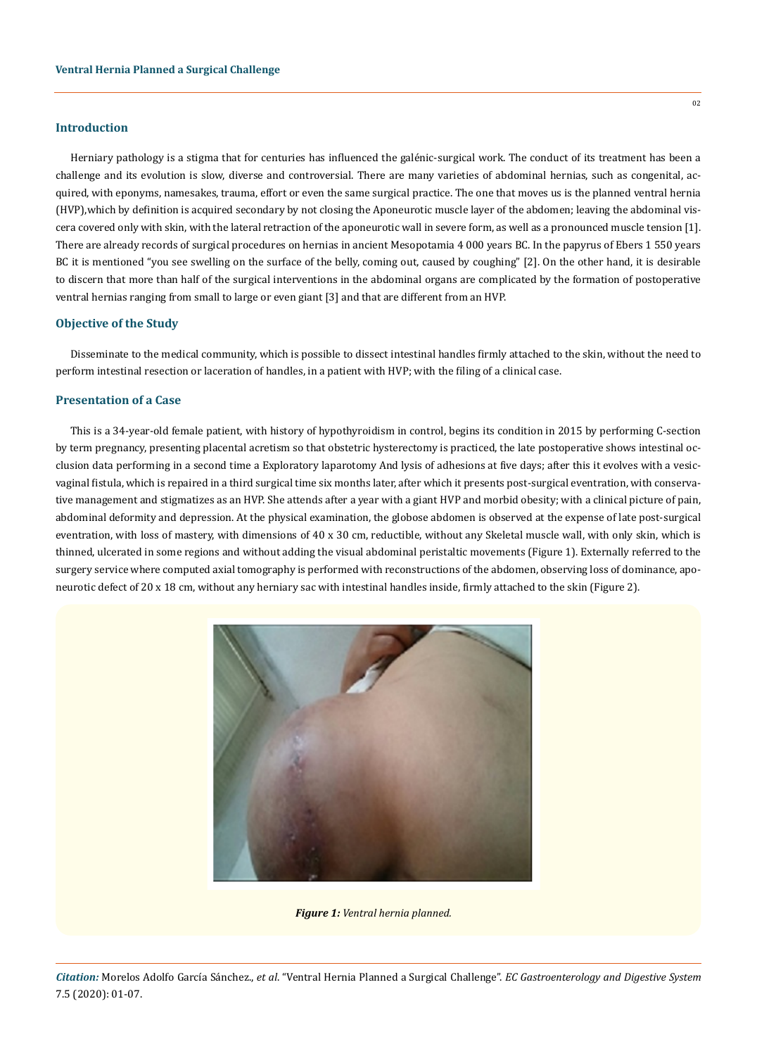## Introduction

Herniary pathology is a stigma that for centuries has influenced the galénic-surgical work. The conduct of its treatment has been a challenge and its evolution is slow, diverse and controversial. There are many varieties of abdominal hernias, such as congenital, acquired, with eponyms, namesakes, trauma, effort or even the same surgical practice. The one that moves us is the planned ventral hernia (HVP),which by definition is acquired secondary by not closing the Aponeurotic muscle layer of the abdomen; leaving the abdominal viscera covered only with skin, with the lateral retraction of the aponeurotic wall in severe form, as well as a pronounced muscle tension [1]. There are already records of surgical procedures on hernias in ancient Mesopotamia 4 000 years BC. In the papyrus of Ebers 1 550 years BC it is mentioned "you see swelling on the surface of the belly, coming out, caused by coughing" [2]. On the other hand, it is desirable to discern that more than half of the surgical interventions in the abdominal organs are complicated by the formation of postoperative ventral hernias ranging from small to large or even giant [3] and that are different from an HVP.

## Objective of the Study

Disseminate to the medical community, which is possible to dissect intestinal handles firmly attached to the skin, without the need to perform intestinal resection or laceration of handles, in a patient with HVP; with the filing of a clinical case.

## Presentation of a Case

This is a 34-year-old female patient, with history of hypothyroidism in control, begins its condition in 2015 by performing C-section by term pregnancy, presenting placental acretism so that obstetric hysterectomy is practiced, the late postoperative shows intestinal occlusion data performing in a second time a Exploratory laparotomy And lysis of adhesions at five days; after this it evolves with a vesicvaginal fistula, which is repaired in a third surgical time six months later, after which it presents post-surgical eventration, with conservative management and stigmatizes as an HVP. She attends after a year with a giant HVP and morbid obesity; with a clinical picture of pain, abdominal deformity and depression. At the physical examination, the globose abdomen is observed at the expense of late post-surgical eventration, with loss of mastery, with dimensions of 40 x 30 cm, reductible, without any Skeletal muscle wall, with only skin, which is thinned, ulcerated in some regions and without adding the visual abdominal peristaltic movements (Figure 1). Externally referred to the surgery service where computed axial tomography is performed with reconstructions of the abdomen, observing loss of dominance, aponeurotic defect of 20 x 18 cm, without any herniary sac with intestinal handles inside, firmly attached to the skin (Figure 2).

***Figure 1:*** *Ventral hernia planned.*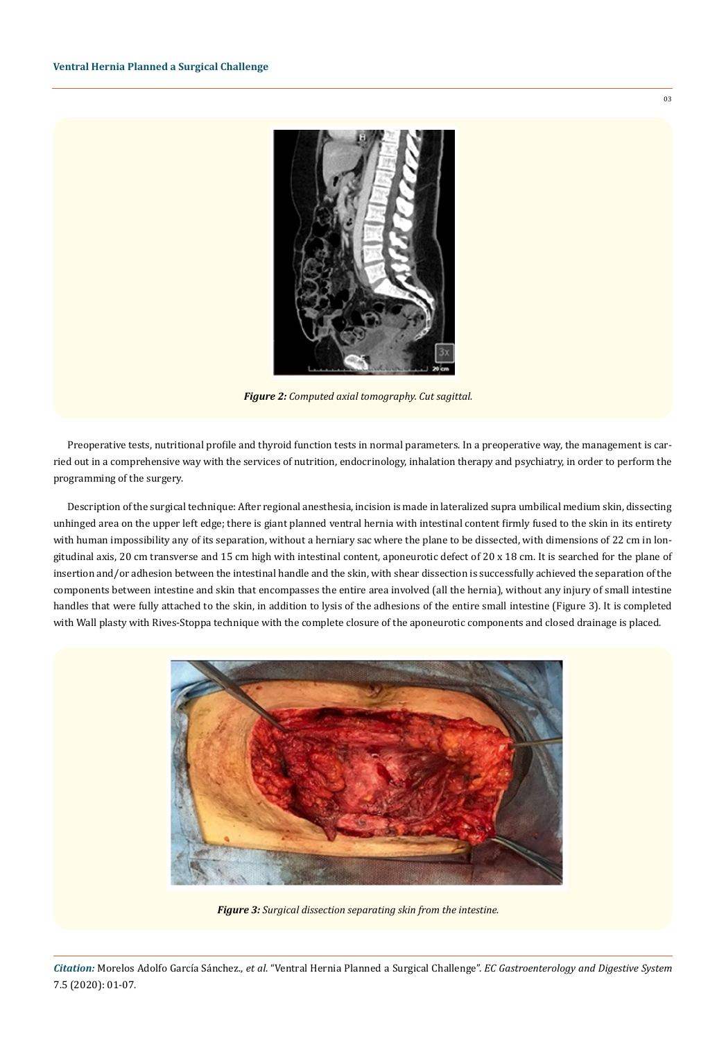*Figure 2: Computed axial tomography. Cut sagittal.*

Preoperative tests, nutritional profile and thyroid function tests in normal parameters. In a preoperative way, the management is carried out in a comprehensive way with the services of nutrition, endocrinology, inhalation therapy and psychiatry, in order to perform the programming of the surgery.

Description of the surgical technique: After regional anesthesia, incision is made in lateralized supra umbilical medium skin, dissecting unhinged area on the upper left edge; there is giant planned ventral hernia with intestinal content firmly fused to the skin in its entirety with human impossibility any of its separation, without a herniary sac where the plane to be dissected, with dimensions of 22 cm in longitudinal axis, 20 cm transverse and 15 cm high with intestinal content, aponeurotic defect of 20 x 18 cm. It is searched for the plane of insertion and/or adhesion between the intestinal handle and the skin, with shear dissection is successfully achieved the separation of the components between intestine and skin that encompasses the entire area involved (all the hernia), without any injury of small intestine handles that were fully attached to the skin, in addition to lysis of the adhesions of the entire small intestine (Figure 3). It is completed with Wall plasty with Rives-Stoppa technique with the complete closure of the aponeurotic components and closed drainage is placed.

*Figure 3: Surgical dissection separating skin from the intestine.*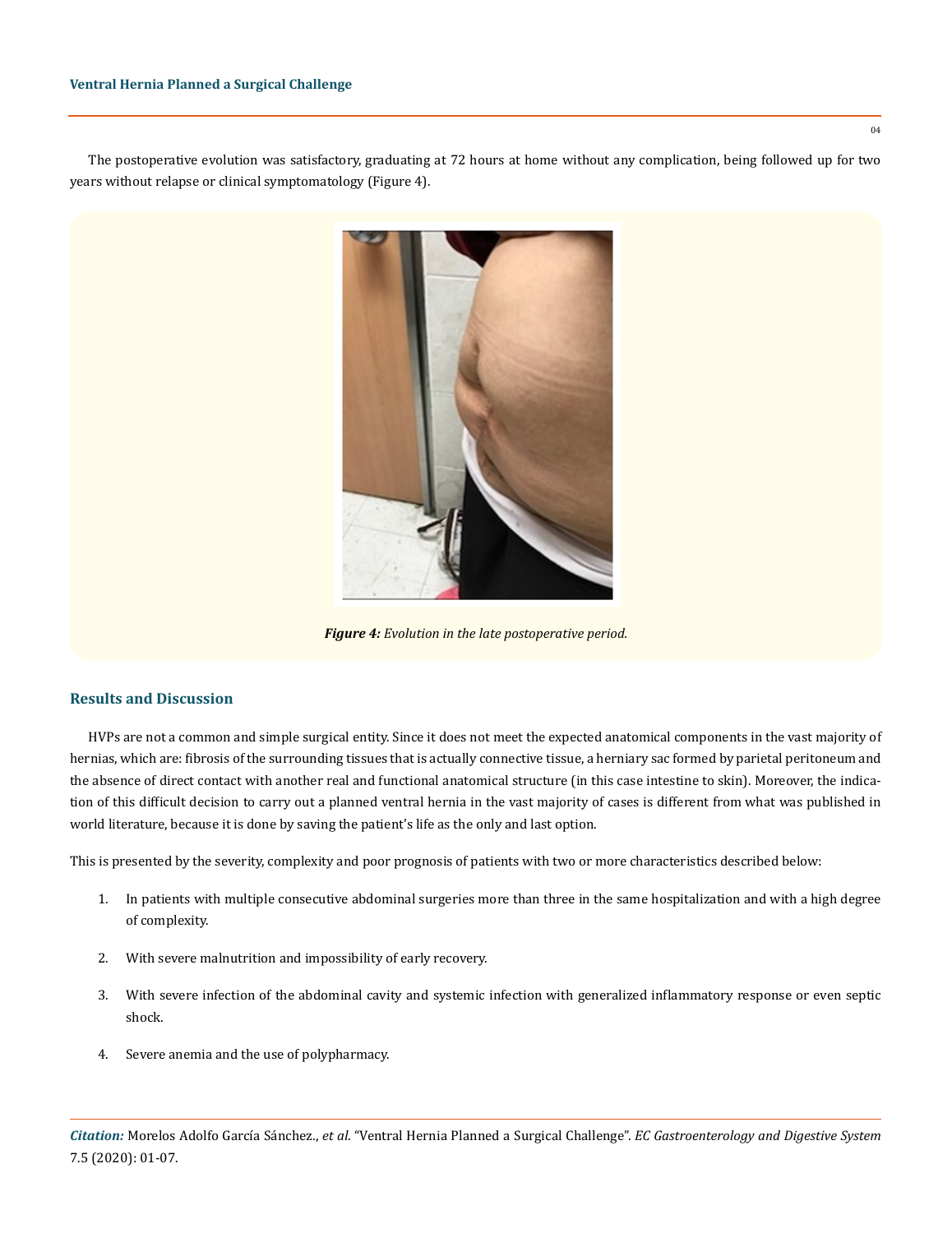The postoperative evolution was satisfactory, graduating at 72 hours at home without any complication, being followed up for two years without relapse or clinical symptomatology (Figure 4).

***Figure 4:*** *Evolution in the late postoperative period.*

## Results and Discussion

HVPs are not a common and simple surgical entity. Since it does not meet the expected anatomical components in the vast majority of hernias, which are: fibrosis of the surrounding tissues that is actually connective tissue, a herniary sac formed by parietal peritoneum and the absence of direct contact with another real and functional anatomical structure (in this case intestine to skin). Moreover, the indication of this difficult decision to carry out a planned ventral hernia in the vast majority of cases is different from what was published in world literature, because it is done by saving the patient's life as the only and last option.

This is presented by the severity, complexity and poor prognosis of patients with two or more characteristics described below:

1. In patients with multiple consecutive abdominal surgeries more than three in the same hospitalization and with a high degree of complexity.
2. With severe malnutrition and impossibility of early recovery.
3. With severe infection of the abdominal cavity and systemic infection with generalized inflammatory response or even septic shock.
4. Severe anemia and the use of polypharmacy.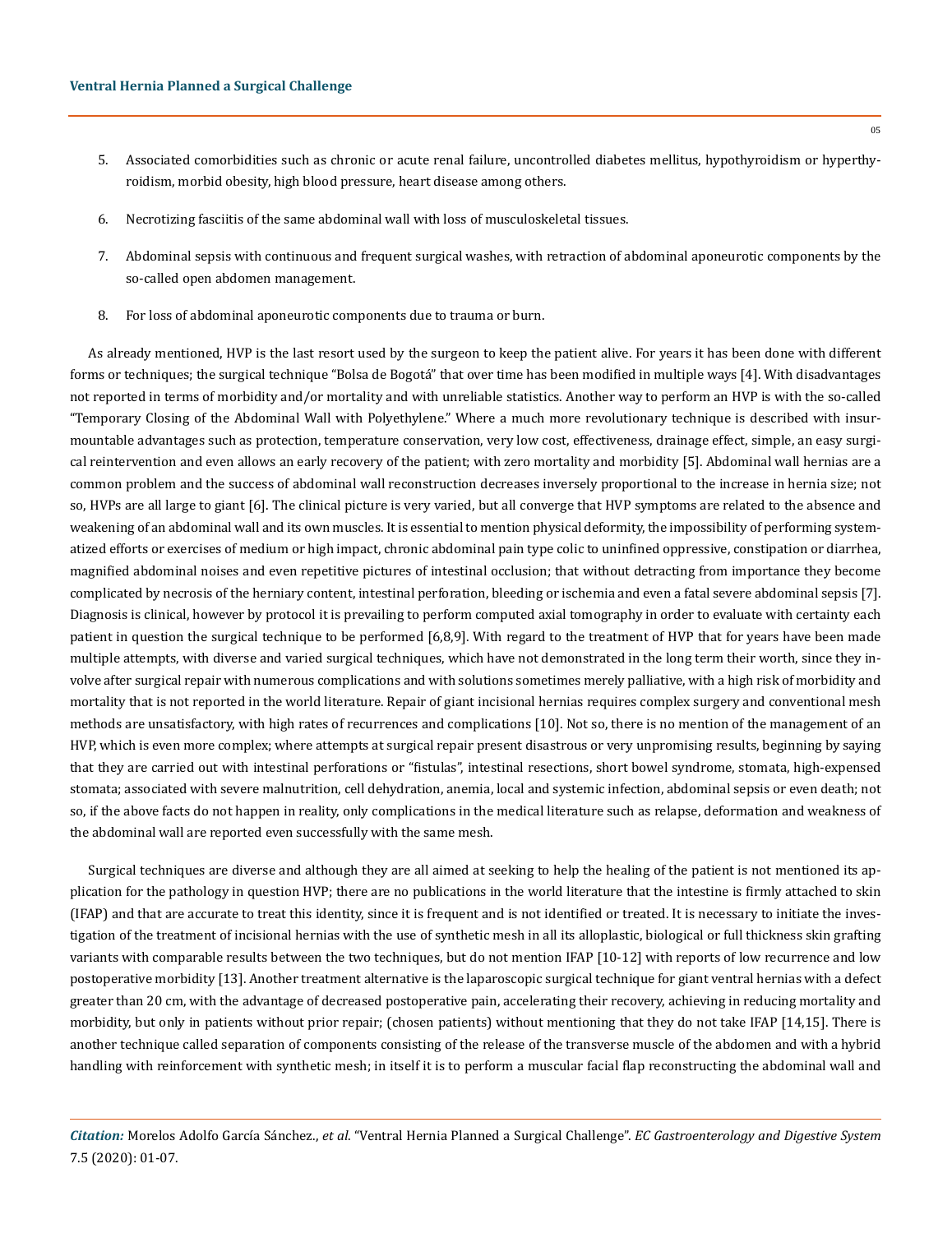5. Associated comorbidities such as chronic or acute renal failure, uncontrolled diabetes mellitus, hypothyroidism or hyperthyroidism, morbid obesity, high blood pressure, heart disease among others.
6. Necrotizing fasciitis of the same abdominal wall with loss of musculoskeletal tissues.
7. Abdominal sepsis with continuous and frequent surgical washes, with retraction of abdominal aponeurotic components by the so-called open abdomen management.
8. For loss of abdominal aponeurotic components due to trauma or burn.

As already mentioned, HVP is the last resort used by the surgeon to keep the patient alive. For years it has been done with different forms or techniques; the surgical technique "Bolsa de Bogotá" that over time has been modified in multiple ways [4]. With disadvantages not reported in terms of morbidity and/or mortality and with unreliable statistics. Another way to perform an HVP is with the so-called "Temporary Closing of the Abdominal Wall with Polyethylene." Where a much more revolutionary technique is described with insurmountable advantages such as protection, temperature conservation, very low cost, effectiveness, drainage effect, simple, an easy surgical reintervention and even allows an early recovery of the patient; with zero mortality and morbidity [5]. Abdominal wall hernias are a common problem and the success of abdominal wall reconstruction decreases inversely proportional to the increase in hernia size; not so, HVPs are all large to giant [6]. The clinical picture is very varied, but all converge that HVP symptoms are related to the absence and weakening of an abdominal wall and its own muscles. It is essential to mention physical deformity, the impossibility of performing systematized efforts or exercises of medium or high impact, chronic abdominal pain type colic to uninfined oppressive, constipation or diarrhea, magnified abdominal noises and even repetitive pictures of intestinal occlusion; that without detracting from importance they become complicated by necrosis of the herniary content, intestinal perforation, bleeding or ischemia and even a fatal severe abdominal sepsis [7]. Diagnosis is clinical, however by protocol it is prevailing to perform computed axial tomography in order to evaluate with certainty each patient in question the surgical technique to be performed [6,8,9]. With regard to the treatment of HVP that for years have been made multiple attempts, with diverse and varied surgical techniques, which have not demonstrated in the long term their worth, since they involve after surgical repair with numerous complications and with solutions sometimes merely palliative, with a high risk of morbidity and mortality that is not reported in the world literature. Repair of giant incisional hernias requires complex surgery and conventional mesh methods are unsatisfactory, with high rates of recurrences and complications [10]. Not so, there is no mention of the management of an HVP, which is even more complex; where attempts at surgical repair present disastrous or very unpromising results, beginning by saying that they are carried out with intestinal perforations or "fistulas", intestinal resections, short bowel syndrome, stomata, high-expensed stomata; associated with severe malnutrition, cell dehydration, anemia, local and systemic infection, abdominal sepsis or even death; not so, if the above facts do not happen in reality, only complications in the medical literature such as relapse, deformation and weakness of the abdominal wall are reported even successfully with the same mesh.

Surgical techniques are diverse and although they are all aimed at seeking to help the healing of the patient is not mentioned its application for the pathology in question HVP; there are no publications in the world literature that the intestine is firmly attached to skin (IFAP) and that are accurate to treat this identity, since it is frequent and is not identified or treated. It is necessary to initiate the investigation of the treatment of incisional hernias with the use of synthetic mesh in all its alloplastic, biological or full thickness skin grafting variants with comparable results between the two techniques, but do not mention IFAP [10-12] with reports of low recurrence and low postoperative morbidity [13]. Another treatment alternative is the laparoscopic surgical technique for giant ventral hernias with a defect greater than 20 cm, with the advantage of decreased postoperative pain, accelerating their recovery, achieving in reducing mortality and morbidity, but only in patients without prior repair; (chosen patients) without mentioning that they do not take IFAP [14,15]. There is another technique called separation of components consisting of the release of the transverse muscle of the abdomen and with a hybrid handling with reinforcement with synthetic mesh; in itself it is to perform a muscular facial flap reconstructing the abdominal wall and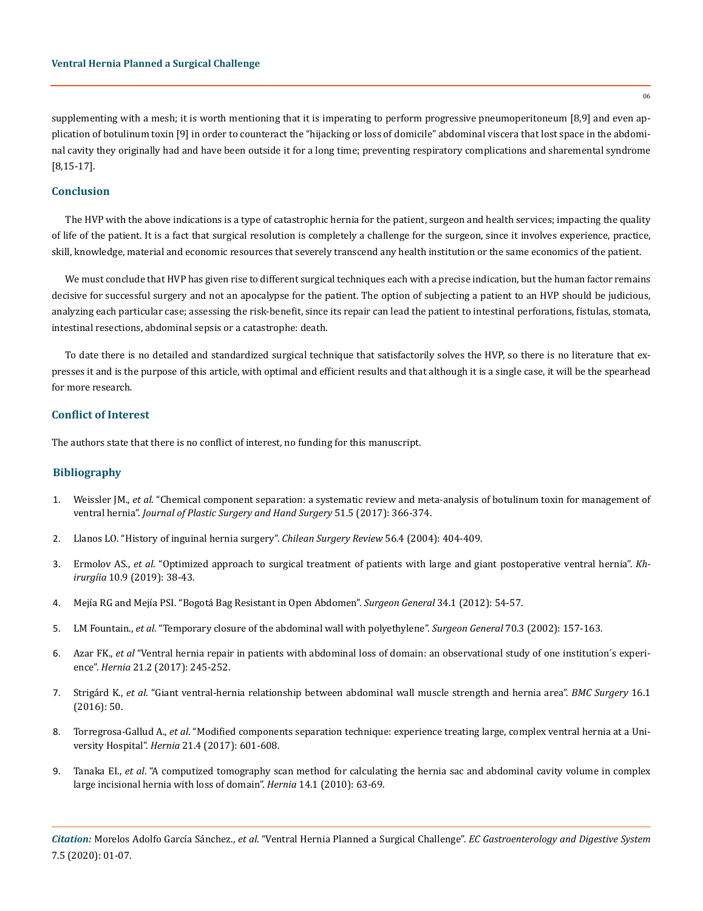supplementing with a mesh; it is worth mentioning that it is imperating to perform progressive pneumoperitoneum [8,9] and even application of botulinum toxin [9] in order to counteract the "hijacking or loss of domicile" abdominal viscera that lost space in the abdominal cavity they originally had and have been outside it for a long time; preventing respiratory complications and sharemental syndrome [8,15-17].

## Conclusion

The HVP with the above indications is a type of catastrophic hernia for the patient, surgeon and health services; impacting the quality of life of the patient. It is a fact that surgical resolution is completely a challenge for the surgeon, since it involves experience, practice, skill, knowledge, material and economic resources that severely transcend any health institution or the same economics of the patient.

We must conclude that HVP has given rise to different surgical techniques each with a precise indication, but the human factor remains decisive for successful surgery and not an apocalypse for the patient. The option of subjecting a patient to an HVP should be judicious, analyzing each particular case; assessing the risk-benefit, since its repair can lead the patient to intestinal perforations, fistulas, stomata, intestinal resections, abdominal sepsis or a catastrophe: death.

To date there is no detailed and standardized surgical technique that satisfactorily solves the HVP, so there is no literature that expresses it and is the purpose of this article, with optimal and efficient results and that although it is a single case, it will be the spearhead for more research.

## Conflict of Interest

The authors state that there is no conflict of interest, no funding for this manuscript.

## Bibliography

1. Weissler JM., *et al*. "Chemical component separation: a systematic review and meta-analysis of botulinum toxin for management of ventral hernia". *Journal of Plastic Surgery and Hand Surgery* 51.5 (2017): 366-374.
2. Llanos LO. "History of inguinal hernia surgery". *Chilean Surgery Review* 56.4 (2004): 404-409.
3. Ermolov AS., *et al*. "Optimized approach to surgical treatment of patients with large and giant postoperative ventral hernia". *Khirurgíia* 10.9 (2019): 38-43.
4. Mejía RG and Mejía PSI. "Bogotá Bag Resistant in Open Abdomen". *Surgeon General* 34.1 (2012): 54-57.
5. LM Fountain., *et al*. "Temporary closure of the abdominal wall with polyethylene". *Surgeon General* 70.3 (2002): 157-163.
6. Azar FK., *et al* "Ventral hernia repair in patients with abdominal loss of domain: an observational study of one institution´s experience". *Hernia* 21.2 (2017): 245-252.
7. Strigárd K., *et al*. "Giant ventral-hernia relationship between abdominal wall muscle strength and hernia area". *BMC Surgery* 16.1 (2016): 50.
8. Torregrosa-Gallud A., *et al*. "Modified components separation technique: experience treating large, complex ventral hernia at a University Hospital". *Hernia* 21.4 (2017): 601-608.
9. Tanaka EI., *et al*. "A computized tomography scan method for calculating the hernia sac and abdominal cavity volume in complex large incisional hernia with loss of domain". *Hernia* 14.1 (2010): 63-69.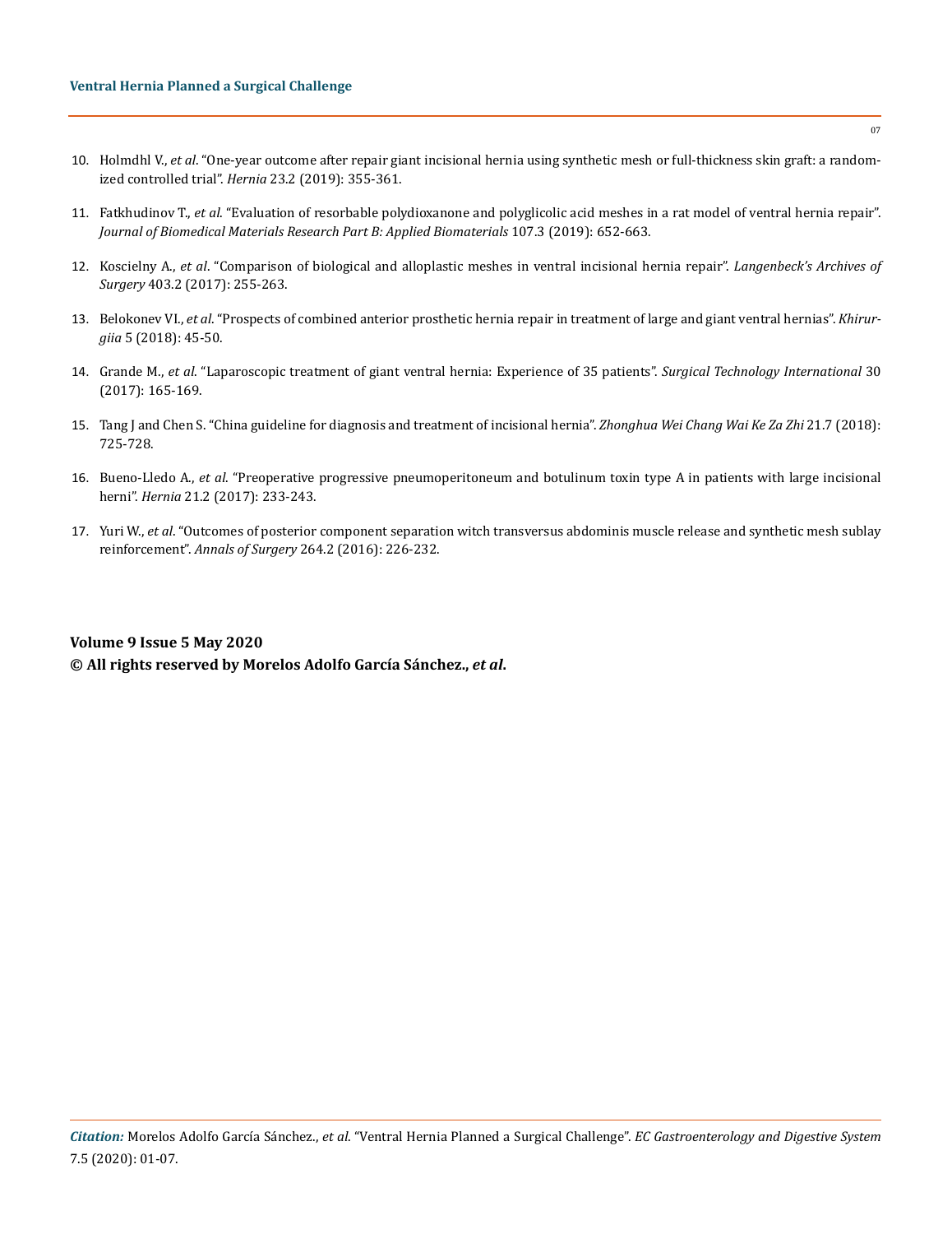10. Holmdhl V., *et al*. "One-year outcome after repair giant incisional hernia using synthetic mesh or full-thickness skin graft: a randomized controlled trial". *Hernia* 23.2 (2019): 355-361.

11. Fatkhudinov T., *et al.* "Evaluation of resorbable polydioxanone and polyglicolic acid meshes in a rat model of ventral hernia repair". *Journal of Biomedical Materials Research Part B: Applied Biomaterials* 107.3 (2019): 652-663.

12. Koscielny A., *et al*. "Comparison of biological and alloplastic meshes in ventral incisional hernia repair". *Langenbeck's Archives of Surgery* 403.2 (2017): 255-263.

13. Belokonev VI., *et al*. "Prospects of combined anterior prosthetic hernia repair in treatment of large and giant ventral hernias". *Khirurgiia* 5 (2018): 45-50.

14. Grande M., *et al*. "Laparoscopic treatment of giant ventral hernia: Experience of 35 patients". *Surgical Technology International* 30 (2017): 165-169.

15. Tang J and Chen S. "China guideline for diagnosis and treatment of incisional hernia". *Zhonghua Wei Chang Wai Ke Za Zhi* 21.7 (2018): 725-728.

16. Bueno-Lledo A., *et al*. "Preoperative progressive pneumoperitoneum and botulinum toxin type A in patients with large incisional herni". *Hernia* 21.2 (2017): 233-243.

17. Yuri W., *et al*. "Outcomes of posterior component separation witch transversus abdominis muscle release and synthetic mesh sublay reinforcement". *Annals of Surgery* 264.2 (2016): 226-232.

**Volume 9 Issue 5 May 2020**
**© All rights reserved by Morelos Adolfo García Sánchez., *et al*.**